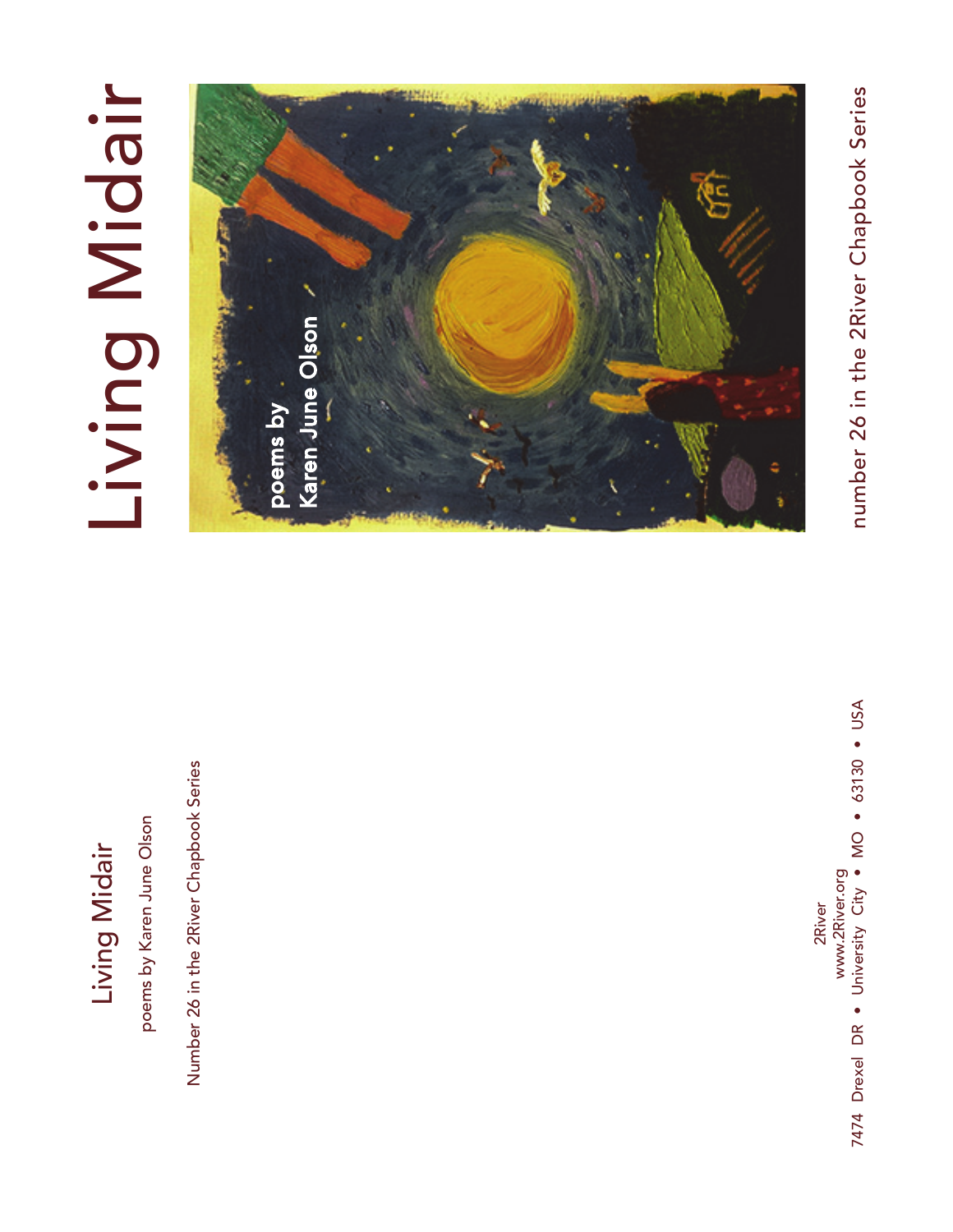# Living Midair

poems by
Karen June Olson

number 26 in the 2River Chapbook Series

---

Living Midair

poems by Karen June Olson

Number 26 in the 2River Chapbook Series

2River
www.2River.org
7474 Drexel DR • University City • MO • 63130 • USA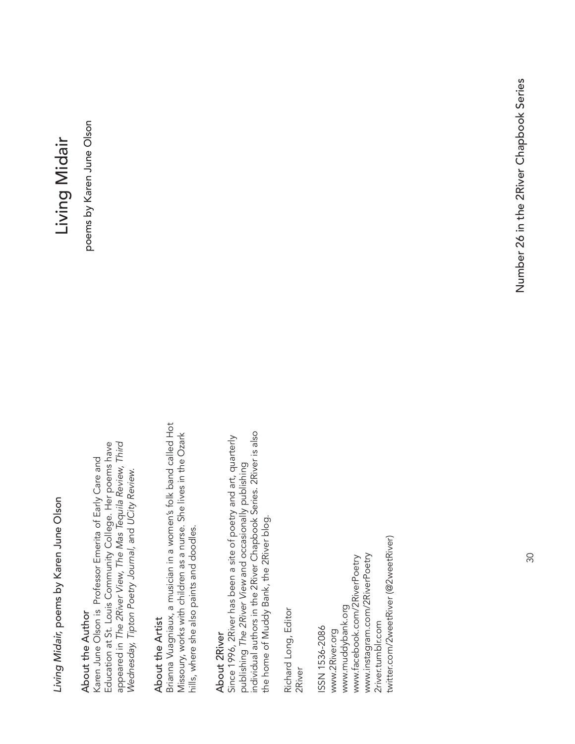*Living Midair,* poems by Karen June Olson

## About the Author

Karen June Olson is Professor Emerita of Early Care and Education at St. Louis Community College. Her poems have appeared in *The 2River View, The Mas Tequila Review, Third Wednesday, Tipton Poetry Journal,* and *UCity Review.*

## About the Artist

Brianna Vuagniaux, a musician in a women's folk band called Hot Missoury, works with children as a nurse. She lives in the Ozark hills, where she also paints and doodles.

## About 2River

Since 1996, 2River has been a site of poetry and art, quarterly publishing *The 2River View* and occasionally publishing individual authors in the 2River Chapbook Series. 2River is also the home of Muddy Bank, the 2River blog.

Richard Long, Editor
2River

ISSN 1536-2086
www.2River.org
www.muddybank.org
www.facebook.com/2RiverPoetry
www.instagram.com/2RiverPoetry
2river.tumblr.com
twitter.com/2weetRiver (@2weetRiver)

# Living Midair

poems by Karen June Olson

Number 26 in the 2River Chapbook Series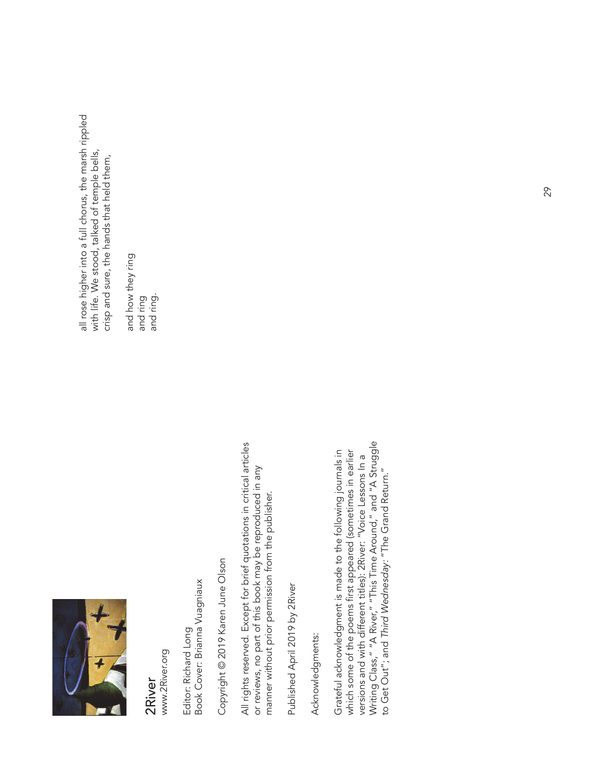2River
www.2River.org

Editor: Richard Long
Book Cover: Brianna Vuagniaux

Copyright © 2019 Karen June Olson

All rights reserved. Except for brief quotations in critical articles or reviews, no part of this book may be reproduced in any manner without prior permission from the publisher.

Published April 2019 by 2River

Acknowledgments:

Grateful acknowledgment is made to the following journals in which some of the poems first appeared (sometimes in earlier versions and with different titles): 2River: "Voice Lessons In a Writing Class," "A River," "This Time Around," and "A Struggle to Get Out"; and *Third Wednesday*: "The Grand Return."

all rose higher into a full chorus, the marsh rippled
with life. We stood, talked of temple bells,
crisp and sure, the hands that held them,

and how they ring
and ring
and ring.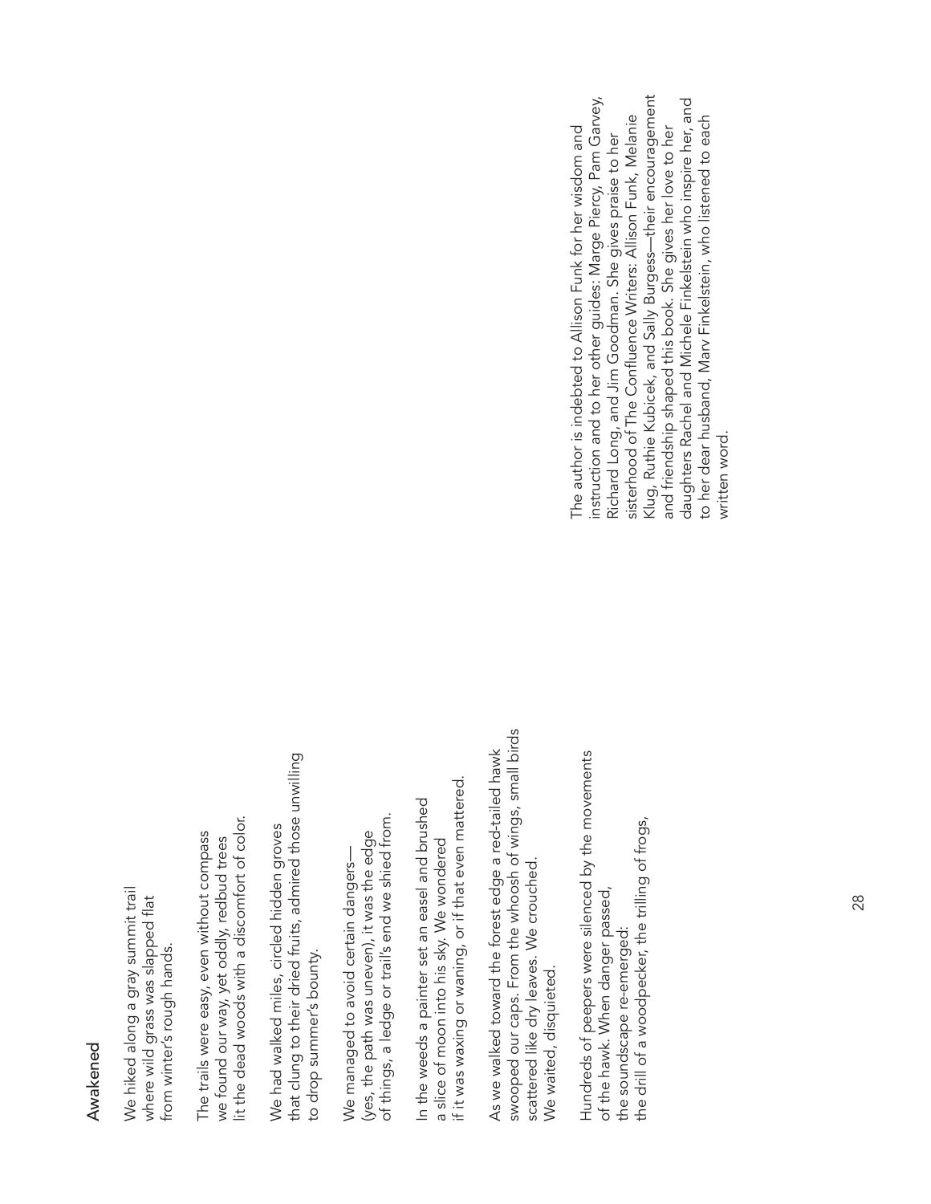## Awakened

We hiked along a gray summit trail
where wild grass was slapped flat
from winter's rough hands.

The trails were easy, even without compass
we found our way, yet oddly, redbud trees
lit the dead woods with a discomfort of color.

We had walked miles, circled hidden groves
that clung to their dried fruits, admired those unwilling
to drop summer's bounty.

We managed to avoid certain dangers—
(yes, the path was uneven), it was the edge
of things, a ledge or trail's end we shied from.

In the weeds a painter set an easel and brushed
a slice of moon into his sky. We wondered
if it was waxing or waning, or if that even mattered.

As we walked toward the forest edge a red-tailed hawk
swooped our caps. From the whoosh of wings, small birds
scattered like dry leaves. We crouched.
We waited, disquieted.

Hundreds of peepers were silenced by the movements
of the hawk. When danger passed,
the soundscape re-emerged:
the drill of a woodpecker, the trilling of frogs,

The author is indebted to Allison Funk for her wisdom and instruction and to her other guides: Marge Piercy, Pam Garvey, Richard Long, and Jim Goodman. She gives praise to her sisterhood of The Confluence Writers: Allison Funk, Melanie Klug, Ruthie Kubicek, and Sally Burgess—their encouragement and friendship shaped this book. She gives her love to her daughters Rachel and Michele Finkelstein who inspire her, and to her dear husband, Marv Finkelstein, who listened to each written word.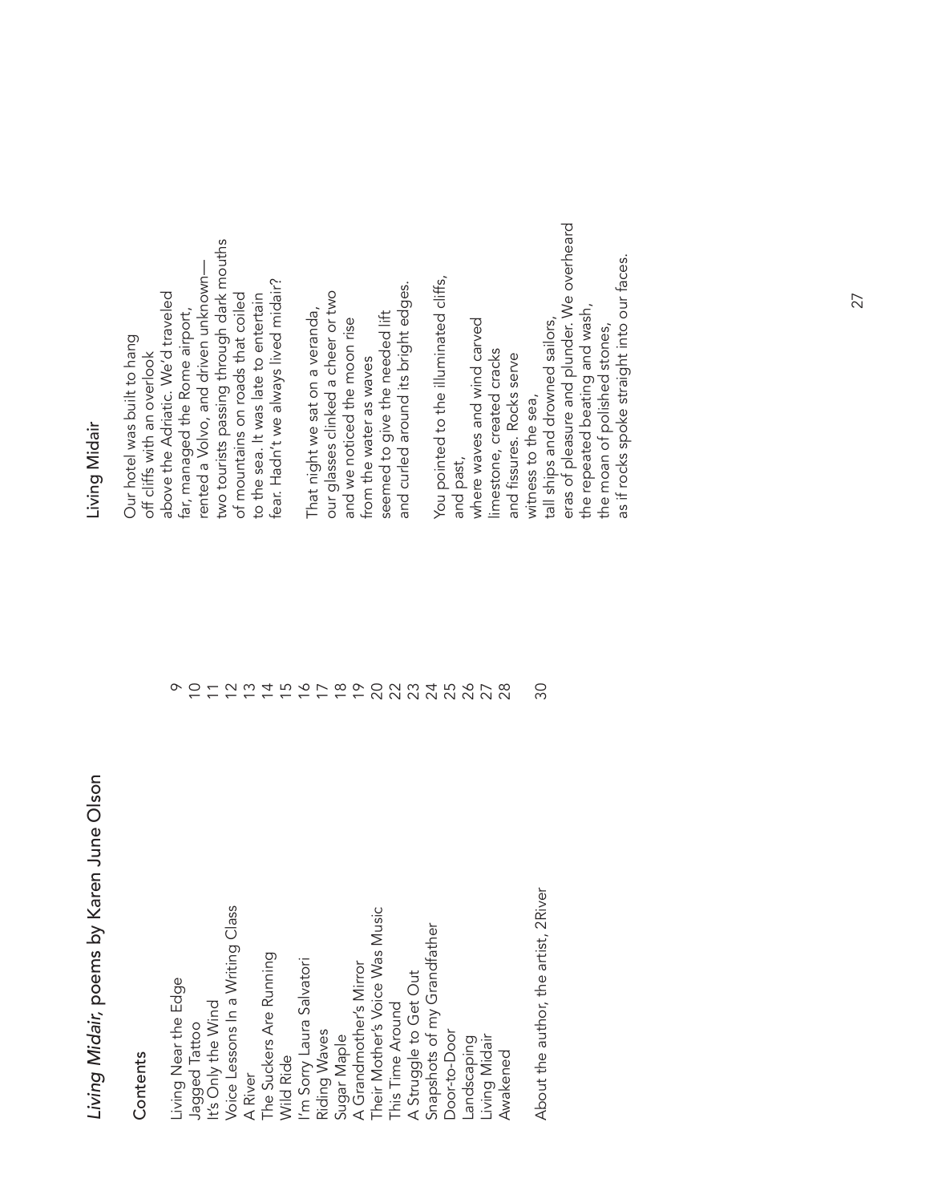# *Living Midair,* poems by Karen June Olson

## Contents

| | |
|---|---|
| Living Near the Edge | 9 |
| Jagged Tattoo | 10 |
| It's Only the Wind | 11 |
| Voice Lessons In a Writing Class | 12 |
| A River | 13 |
| The Suckers Are Running | 14 |
| Wild Ride | 15 |
| I'm Sorry Laura Salvatori | 16 |
| Riding Waves | 17 |
| Sugar Maple | 18 |
| A Grandmother's Mirror | 19 |
| Their Mother's Voice Was Music | 20 |
| This Time Around | 22 |
| A Struggle to Get Out | 23 |
| Snapshots of my Grandfather | 24 |
| Door-to-Door | 25 |
| Landscaping | 26 |
| Living Midair | 27 |
| Awakened | 28 |
| | |
| About the author, the artist, 2River | 30 |

## Living Midair

Our hotel was built to hang
off cliffs with an overlook
above the Adriatic. We'd traveled
far, managed the Rome airport,
rented a Volvo, and driven unknown—
two tourists passing through dark mouths
of mountains on roads that coiled
to the sea. It was late to entertain
fear. Hadn't we always lived midair?

That night we sat on a veranda,
our glasses clinked a cheer or two
and we noticed the moon rise
from the water as waves
seemed to give the needed lift
and curled around its bright edges.

You pointed to the illuminated cliffs,
and past,
where waves and wind carved
limestone, created cracks
and fissures. Rocks serve
witness to the sea,
tall ships and drowned sailors,
eras of pleasure and plunder. We overheard
the repeated beating and wash,
the moan of polished stones,
as if rocks spoke straight into our faces.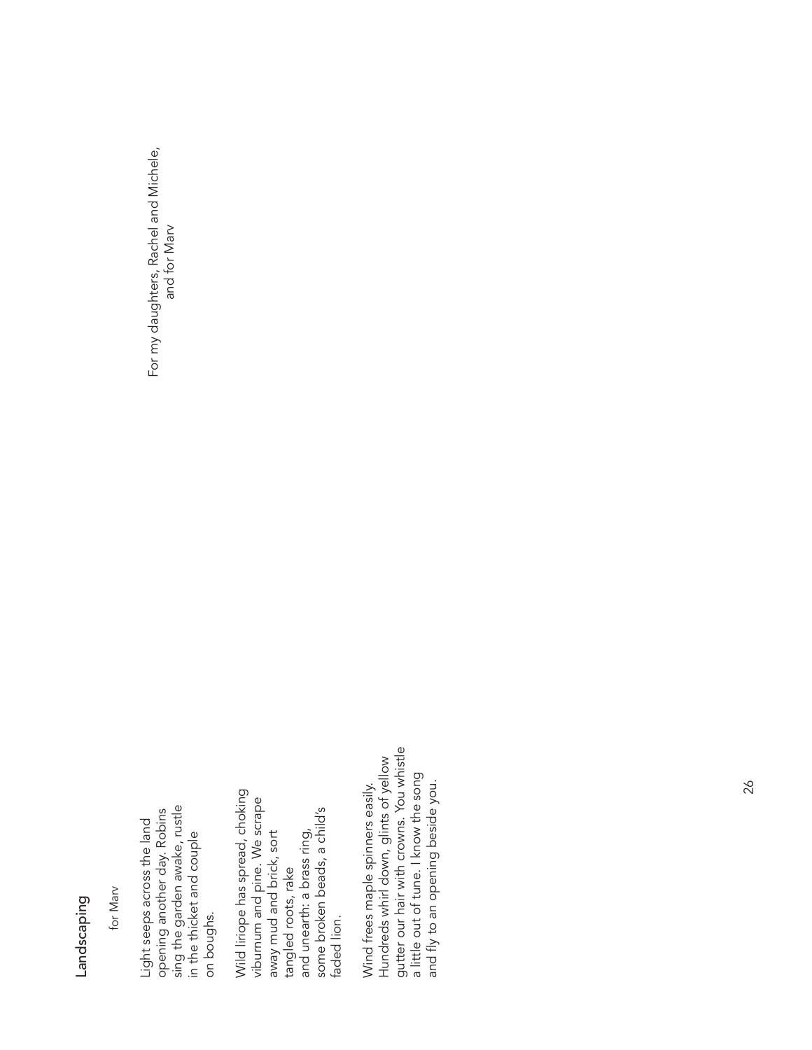## Landscaping

for Marv

Light seeps across the land
opening another day. Robins
sing the garden awake, rustle
in the thicket and couple
on boughs.

Wild liriope has spread, choking
viburnum and pine. We scrape
away mud and brick, sort
tangled roots, rake
and unearth: a brass ring,
some broken beads, a child's
faded lion.

Wind frees maple spinners easily.
Hundreds whirl down, glints of yellow
gutter our hair with crowns. You whistle
a little out of tune. I know the song
and fly to an opening beside you.

For my daughters, Rachel and Michele,
and for Marv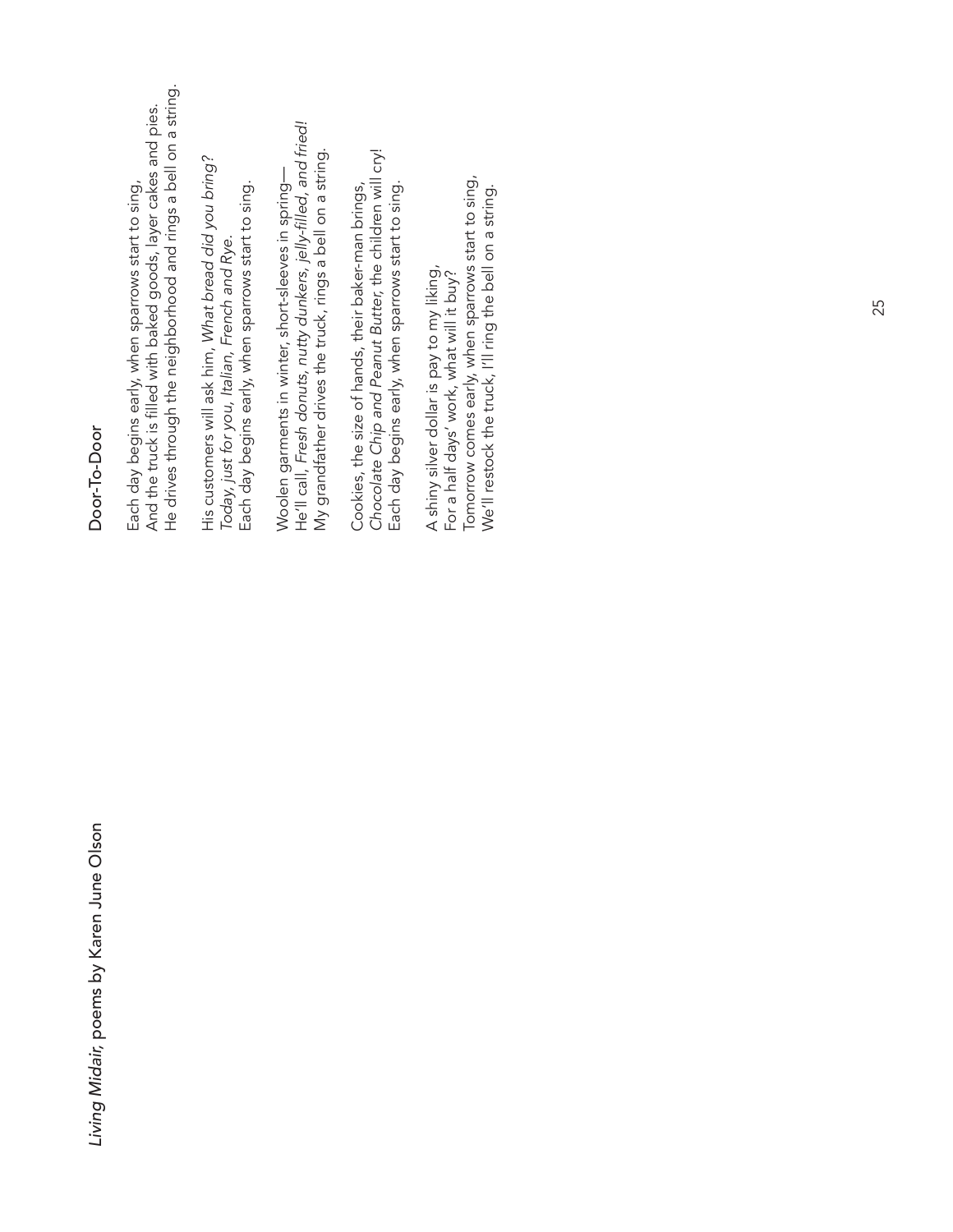## Door-To-Door

Each day begins early, when sparrows start to sing,  
And the truck is filled with baked goods, layer cakes and pies.  
He drives through the neighborhood and rings a bell on a string.

His customers will ask him, *What bread did you bring?*  
*Today, just for you, Italian, French and Rye.*  
Each day begins early, when sparrows start to sing.

Woolen garments in winter, short-sleeves in spring—  
He'll call, *Fresh donuts, nutty dunkers, jelly-filled, and fried!*  
My grandfather drives the truck, rings a bell on a string.

Cookies, the size of hands, their baker-man brings,  
*Chocolate Chip and Peanut Butter*, the children will cry!  
Each day begins early, when sparrows start to sing.

A shiny silver dollar is pay to my liking,  
For a half days' work, what will it buy?  
Tomorrow comes early, when sparrows start to sing,  
We'll restock the truck, I'll ring the bell on a string.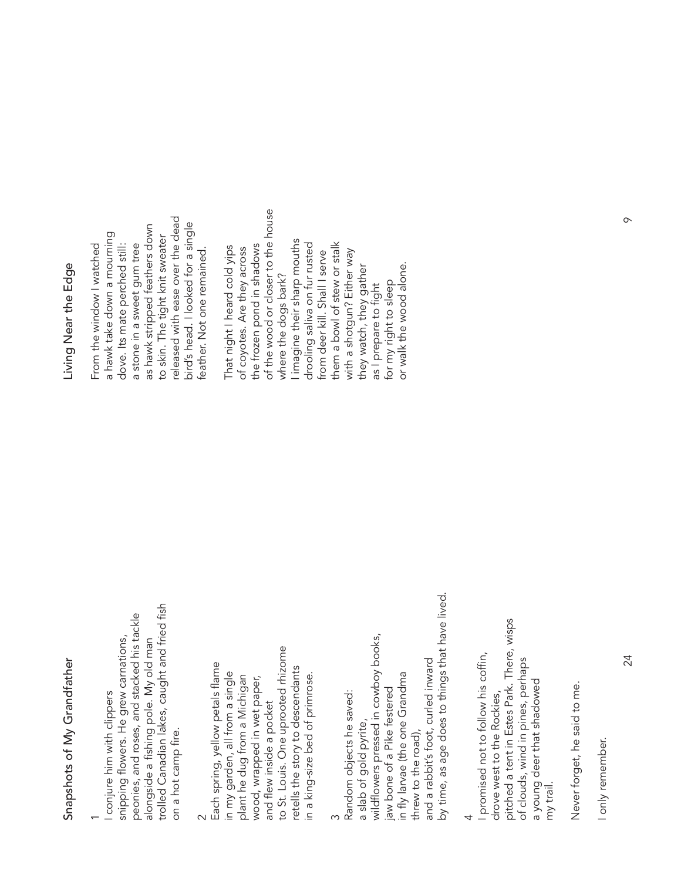## Snapshots of My Grandfather

1
I conjure him with clippers
snipping flowers. He grew carnations,
peonies, and roses, and stacked his tackle
alongside a fishing pole. My old man
trolled Canadian lakes, caught and fried fish
on a hot camp fire.

2
Each spring, yellow petals flame
in my garden, all from a single
plant he dug from a Michigan
wood, wrapped in wet paper,
and flew inside a pocket
to St. Louis. One uprooted rhizome
retells the story to descendants
in a king-size bed of primrose.

3
Random objects he saved:
a slab of gold pyrite,
wildflowers pressed in cowboy books,
jaw bone of a Pike festered
in fly larvae (the one Grandma
threw to the road),
and a rabbit's foot, curled inward
by time, as age does to things that have lived.

4
I promised not to follow his coffin,
drove west to the Rockies,
pitched a tent in Estes Park. There, wisps
of clouds, wind in pines, perhaps
a young deer that shadowed
my trail.

Never forget, he said to me.

I only remember.

## Living Near the Edge

From the window I watched
a hawk take down a mourning
dove. Its mate perched still:
a stone in a sweet gum tree
as hawk stripped feathers down
to skin. The tight knit sweater
released with ease over the dead
bird's head. I looked for a single
feather. Not one remained.

That night I heard cold yips
of coyotes. Are they across
the frozen pond in shadows
of the wood or closer to the house
where the dogs bark?
I imagine their sharp mouths
drooling saliva on fur rusted
from deer kill. Shall I serve
them a bowl of stew or stalk
with a shotgun? Either way
they watch, they gather
as I prepare to fight
for my right to sleep
or walk the wood alone.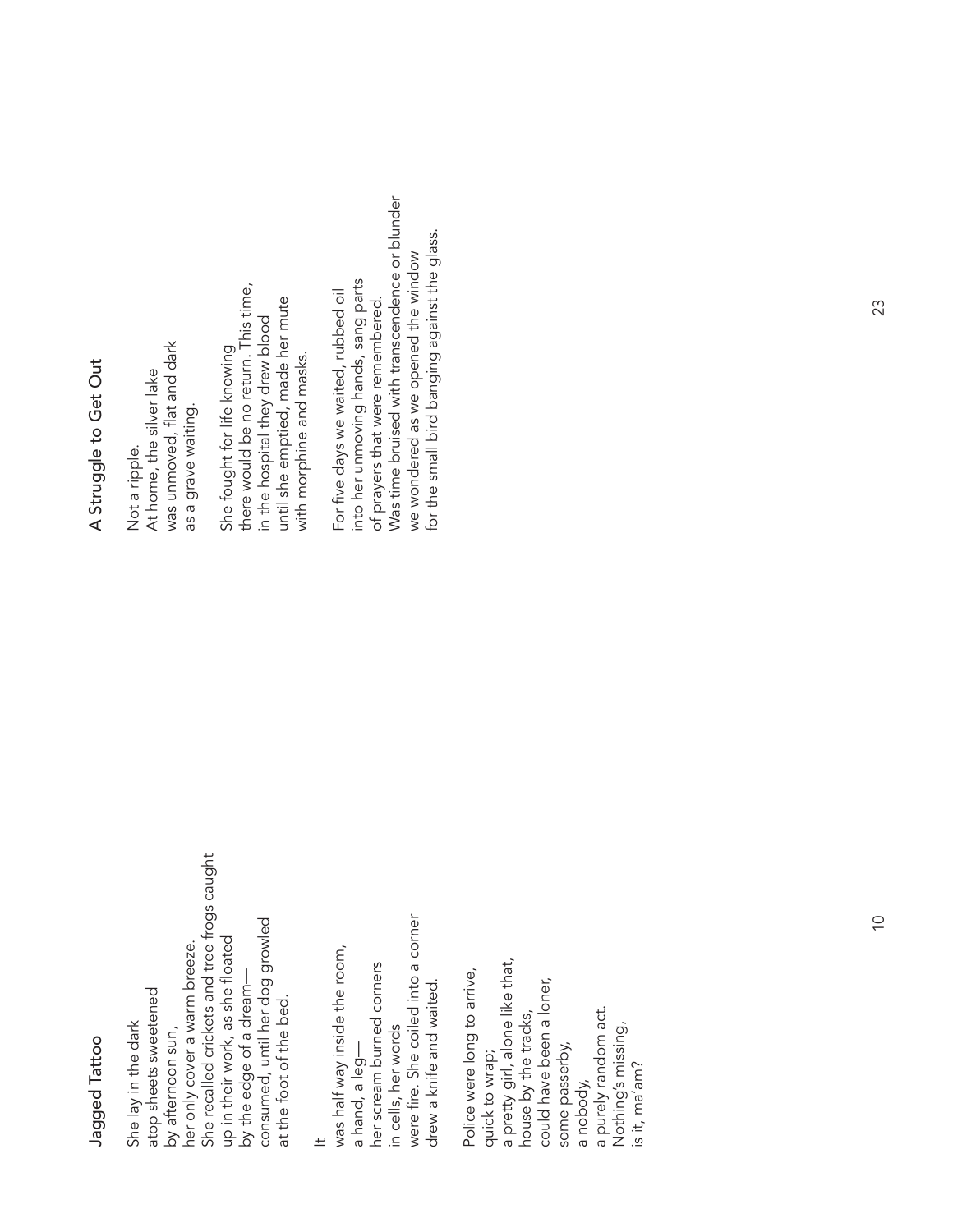## Jagged Tattoo

She lay in the dark
atop sheets sweetened
by afternoon sun,
her only cover a warm breeze.
She recalled crickets and tree frogs caught
up in their work, as she floated
by the edge of a dream—
consumed, until her dog growled
at the foot of the bed.

It
was half way inside the room,
a hand, a leg—
her scream burned corners
in cells, her words
were fire. She coiled into a corner
drew a knife and waited.

Police were long to arrive,
quick to wrap;
a pretty girl, alone like that,
house by the tracks,
could have been a loner,
some passerby,
a nobody,
a purely random act.
Nothing's missing,
is it, ma'am?

## A Struggle to Get Out

Not a ripple.
At home, the silver lake
was unmoved, flat and dark
as a grave waiting.

She fought for life knowing
there would be no return. This time,
in the hospital they drew blood
until she emptied, made her mute
with morphine and masks.

For five days we waited, rubbed oil
into her unmoving hands, sang parts
of prayers that were remembered.
Was time bruised with transcendence or blunder
we wondered as we opened the window
for the small bird banging against the glass.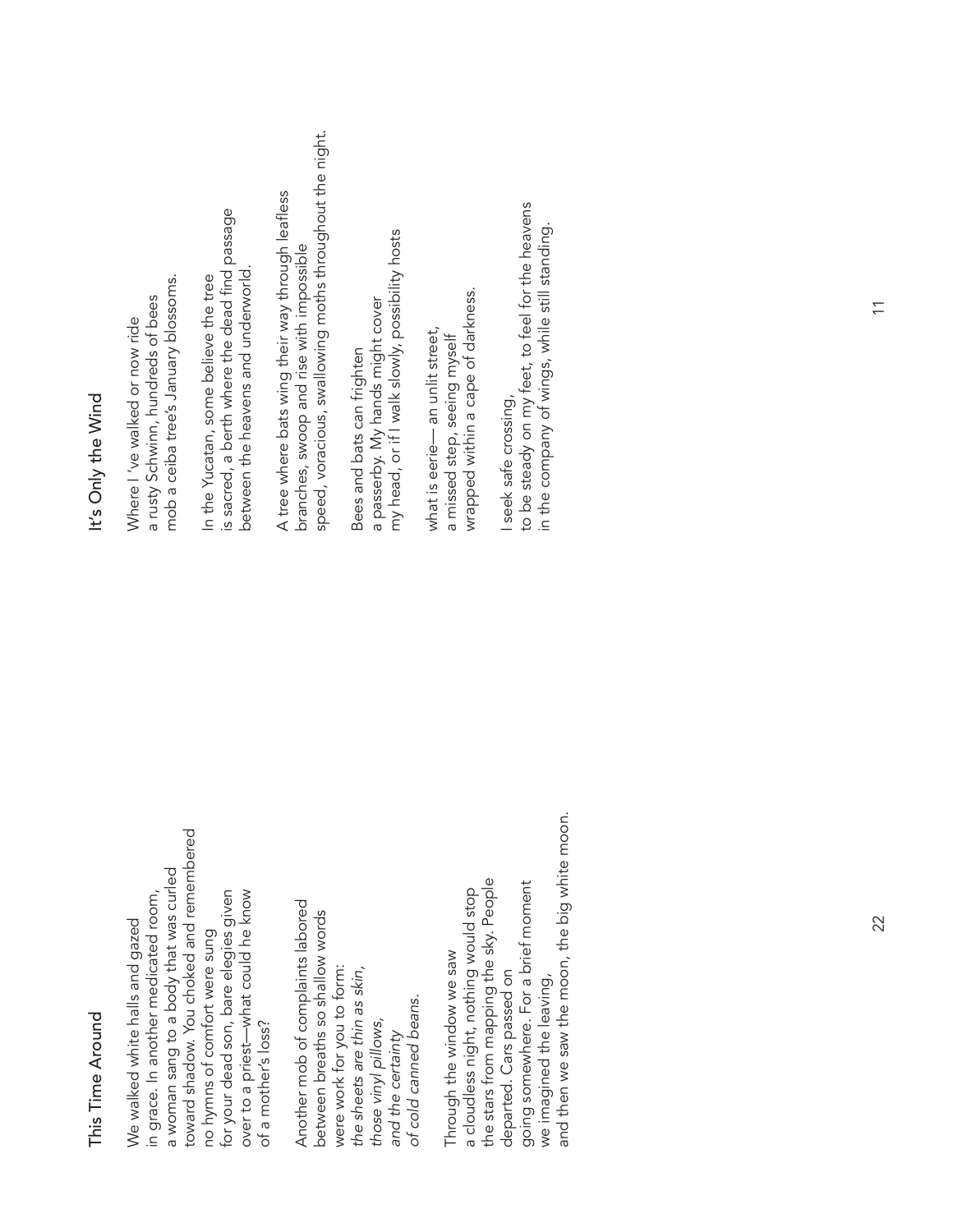## This Time Around

We walked white halls and gazed
in grace. In another medicated room,
a woman sang to a body that was curled
toward shadow. You choked and remembered
no hymns of comfort were sung
for your dead son, bare elegies given
over to a priest—what could he know
of a mother's loss?

Another mob of complaints labored
between breaths so shallow words
were work for you to form:
*the sheets are thin as skin,*
*those vinyl pillows,*
*and the certainty*
*of cold canned beans.*

Through the window we saw
a cloudless night, nothing would stop
the stars from mapping the sky. People
departed. Cars passed on
going somewhere. For a brief moment
we imagined the leaving,
and then we saw the moon, the big white moon.

## It's Only the Wind

Where I 've walked or now ride
a rusty Schwinn, hundreds of bees
mob a ceiba tree's January blossoms.

In the Yucatan, some believe the tree
is sacred, a berth where the dead find passage
between the heavens and underworld.

A tree where bats wing their way through leafless
branches, swoop and rise with impossible
speed, voracious, swallowing moths throughout the night.

Bees and bats can frighten
a passerby. My hands might cover
my head, or if I walk slowly, possibility hosts

what is eerie— an unlit street,
a missed step, seeing myself
wrapped within a cape of darkness.

I seek safe crossing,
to be steady on my feet, to feel for the heavens
in the company of wings, while still standing.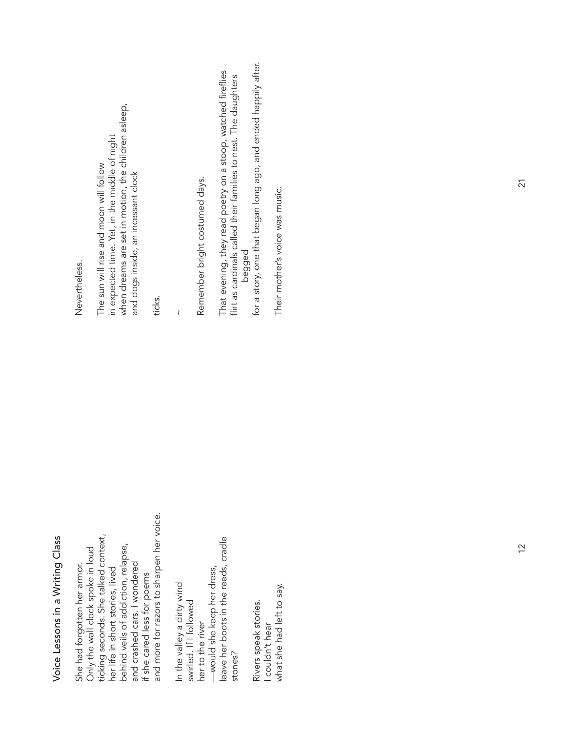## Voice Lessons in a Writing Class

She had forgotten her armor.
Only the wall clock spoke in loud
ticking seconds. She talked context,
her life in short stories, lived
behind veils of addiction, relapse,
and crashed cars. I wondered
if she cared less for poems
and more for razors to sharpen her voice.

In the valley a dirty wind
swirled. If I followed
her to the river
—would she keep her dress,
leave her boots in the reeds, cradle
stones?

Rivers speak stories.
I couldn't hear
what she had left to say.

Nevertheless.

The sun will rise and moon will follow
in expected time. Yet, in the middle of night
when dreams are set in motion, the children asleep,
and dogs inside, an incessant clock

ticks.

~

Remember bright costumed days.

That evening, they read poetry on a stoop, watched fireflies
flirt as cardinals called their families to nest. The daughters
begged
for a story, one that began long ago, and ended happily after.

Their mother's voice was music.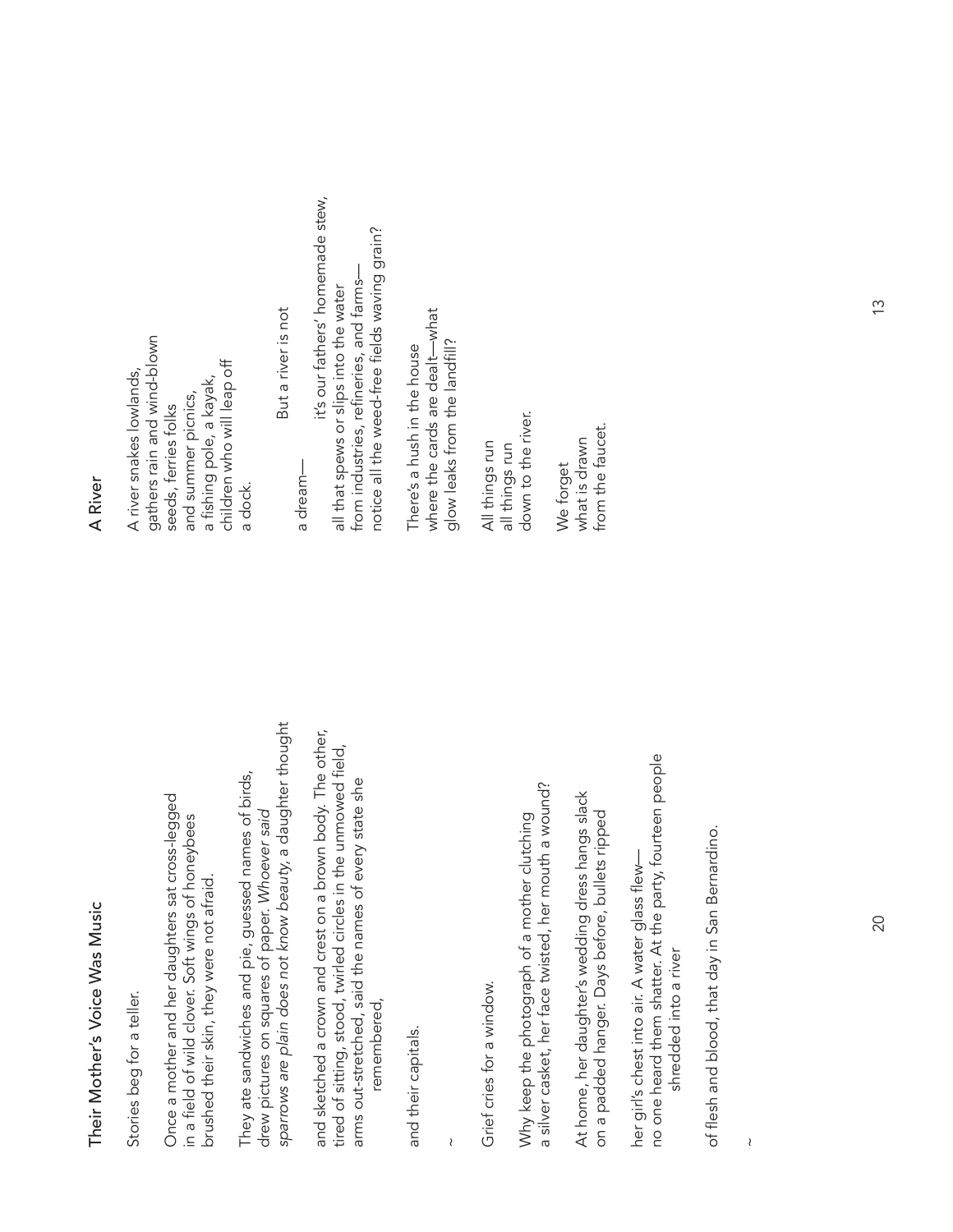## Their Mother's Voice Was Music

Stories beg for a teller.

Once a mother and her daughters sat cross-legged
in a field of wild clover. Soft wings of honeybees
brushed their skin, they were not afraid.

They ate sandwiches and pie, guessed names of birds,
drew pictures on squares of paper. *Whoever said*
*sparrows are plain does not know beauty,* a daughter thought

and sketched a crown and crest on a brown body. The other,
tired of sitting, stood, twirled circles in the unmowed field,
arms out-stretched, said the names of every state she
remembered,

and their capitals.

~

Grief cries for a window.

Why keep the photograph of a mother clutching
a silver casket, her face twisted, her mouth a wound?

At home, her daughter's wedding dress hangs slack
on a padded hanger. Days before, bullets ripped

her girl's chest into air. A water glass flew—
no one heard them shatter. At the party, fourteen people
shredded into a river

of flesh and blood, that day in San Bernardino.

~

## A River

A river snakes lowlands,
gathers rain and wind-blown
seeds, ferries folks
and summer picnics,
a fishing pole, a kayak,
children who will leap off
a dock.

But a river is not

a dream— it's our fathers' homemade stew,

all that spews or slips into the water
from industries, refineries, and farms—
notice all the weed-free fields waving grain?

There's a hush in the house
where the cards are dealt—what
glow leaks from the landfill?

All things run
all things run
down to the river.

We forget
what is drawn
from the faucet.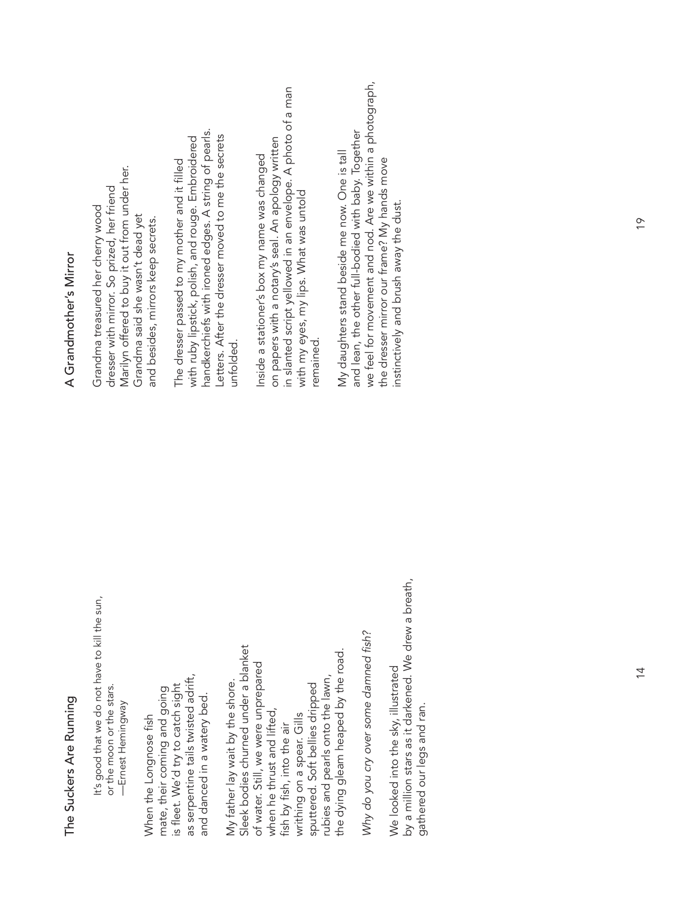## The Suckers Are Running

> It's good that we do not have to kill the sun,
> or the moon or the stars.
> —Ernest Hemingway

When the Longnose fish
mate, their coming and going
is fleet. We'd try to catch sight
as serpentine tails twisted adrift,
and danced in a watery bed.

My father lay wait by the shore.
Sleek bodies churned under a blanket
of water. Still, we were unprepared
when he thrust and lifted,
fish by fish, into the air
writhing on a spear. Gills
sputtered. Soft bellies dripped
rubies and pearls onto the lawn,
the dying gleam heaped by the road.

*Why do you cry over some damned fish?*

We looked into the sky, illustrated
by a million stars as it darkened. We drew a breath,
gathered our legs and ran.

## A Grandmother's Mirror

Grandma treasured her cherry wood
dresser with mirror. So prized, her friend
Marilyn offered to buy it out from under her.
Grandma said she wasn't dead yet
and besides, mirrors keep secrets.

The dresser passed to my mother and it filled
with ruby lipstick, polish, and rouge. Embroidered
handkerchiefs with ironed edges. A string of pearls.
Letters. After the dresser moved to me the secrets
unfolded.

Inside a stationer's box my name was changed
on papers with a notary's seal. An apology written
in slanted script yellowed in an envelope. A photo of a man
with my eyes, my lips. What was untold
remained.

My daughters stand beside me now. One is tall
and lean, the other full-bodied with baby. Together
we feel for movement and nod. Are we within a photograph,
the dresser mirror our frame? My hands move
instinctively and brush away the dust.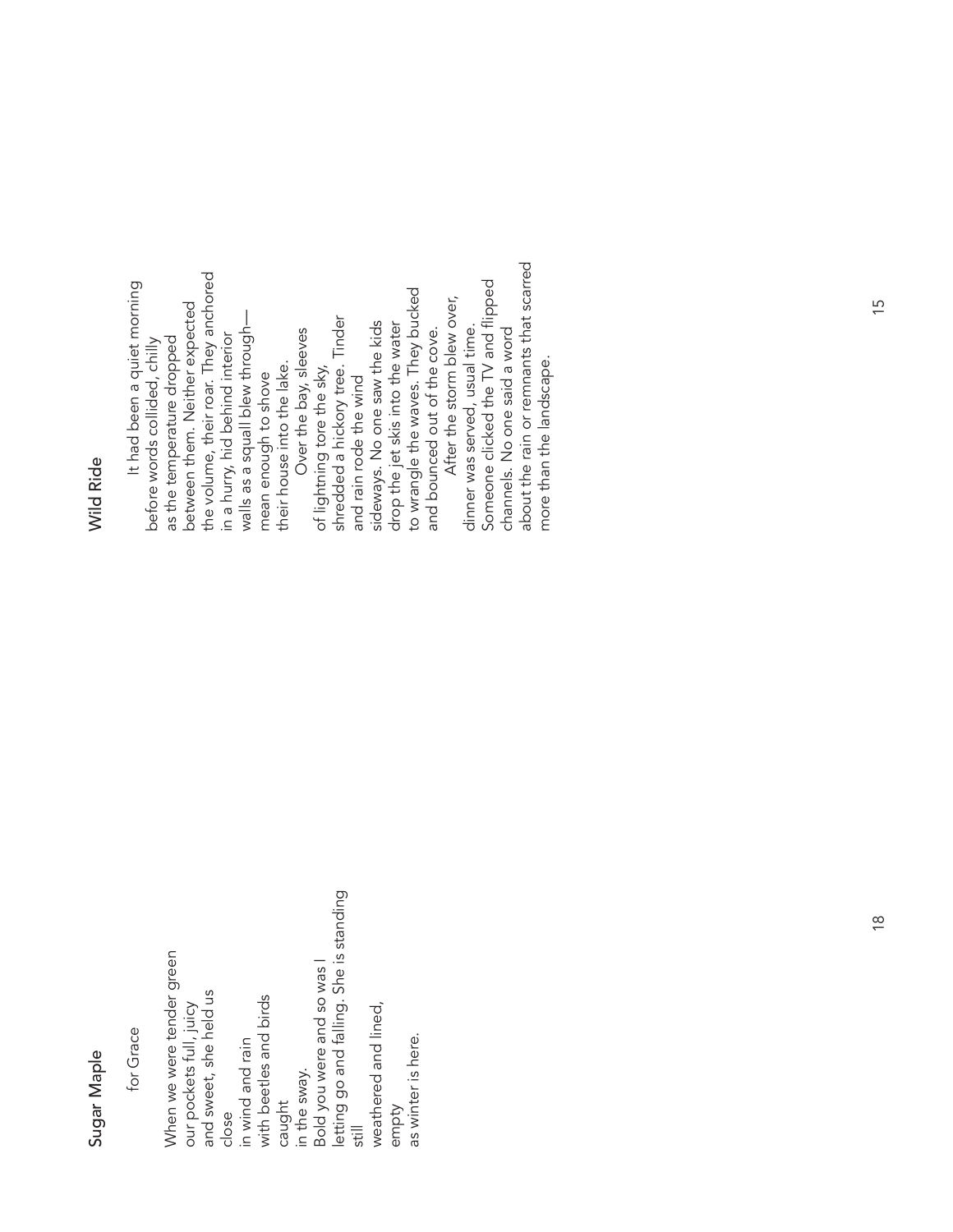## Sugar Maple

for Grace

When we were tender green
our pockets full, juicy
and sweet, she held us
close
in wind and rain
with beetles and birds
caught
in the sway.
Bold you were and so was I
letting go and falling. She is standing
still
weathered and lined,
empty
as winter is here.

## Wild Ride

It had been a quiet morning
before words collided, chilly
as the temperature dropped
between them. Neither expected
the volume, their roar. They anchored
in a hurry, hid behind interior
walls as a squall blew through—
mean enough to shove
their house into the lake.

Over the bay, sleeves
of lightning tore the sky,
shredded a hickory tree. Tinder
and rain rode the wind
sideways. No one saw the kids
drop the jet skis into the water
to wrangle the waves. They bucked
and bounced out of the cove.

After the storm blew over,
dinner was served, usual time.
Someone clicked the TV and flipped
channels. No one said a word
about the rain or remnants that scarred
more than the landscape.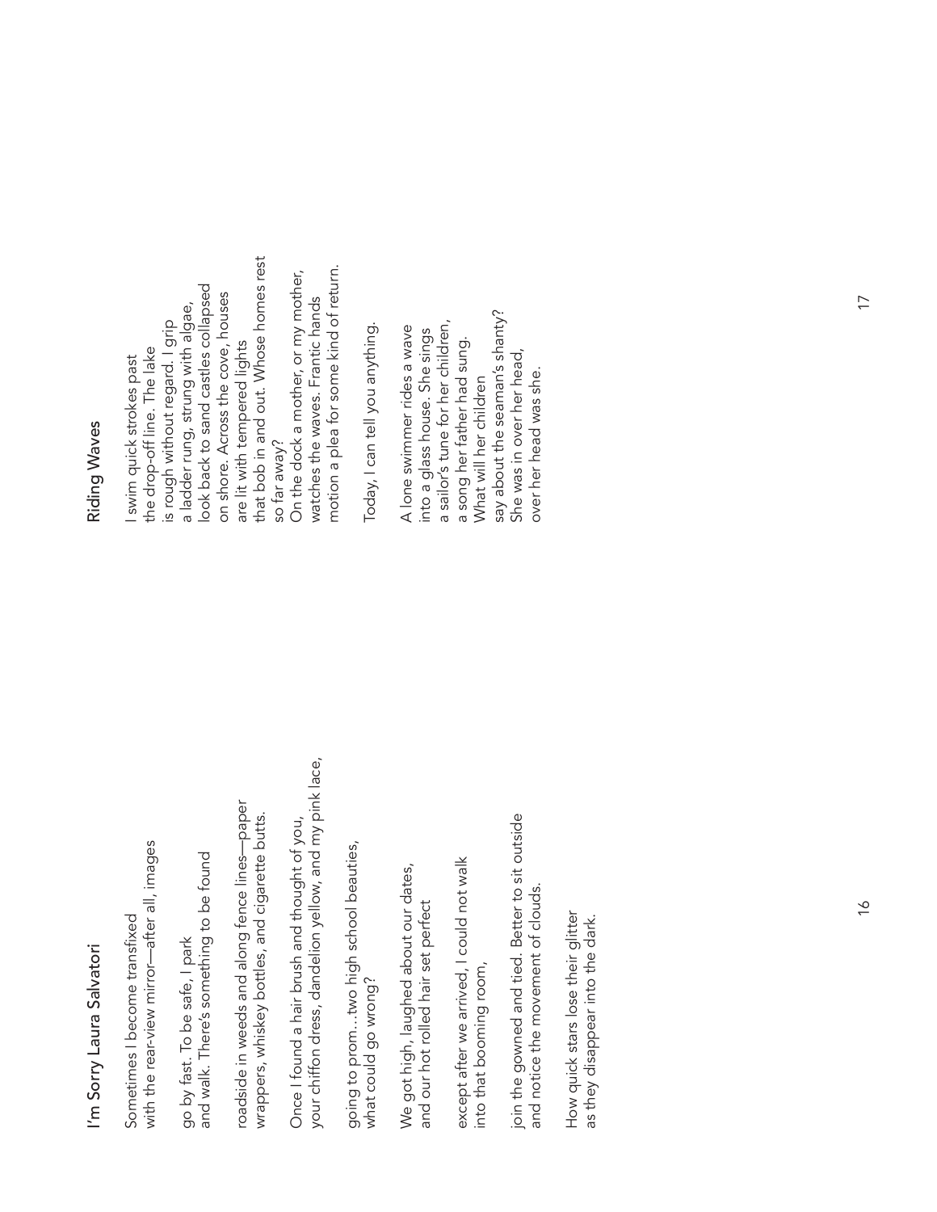## I'm Sorry Laura Salvatori

Sometimes I become transfixed
with the rear-view mirror—after all, images

go by fast. To be safe, I park
and walk. There's something to be found

roadside in weeds and along fence lines—paper
wrappers, whiskey bottles, and cigarette butts.

Once I found a hair brush and thought of you,
your chiffon dress, dandelion yellow, and my pink lace,

going to prom…two high school beauties,
what could go wrong?

We got high, laughed about our dates,
and our hot rolled hair set perfect

except after we arrived, I could not walk
into that booming room,

join the gowned and tied. Better to sit outside
and notice the movement of clouds.

How quick stars lose their glitter
as they disappear into the dark.

## Riding Waves

I swim quick strokes past
the drop-off line. The lake
is rough without regard. I grip
a ladder rung, strung with algae,
look back to sand castles collapsed
on shore. Across the cove, houses
are lit with tempered lights
that bob in and out. Whose homes rest
so far away?
On the dock a mother, or my mother,
watches the waves. Frantic hands
motion a plea for some kind of return.

Today, I can tell you anything.

A lone swimmer rides a wave
into a glass house. She sings
a sailor's tune for her children,
a song her father had sung.
What will her children
say about the seaman's shanty?
She was in over her head,
over her head was she.